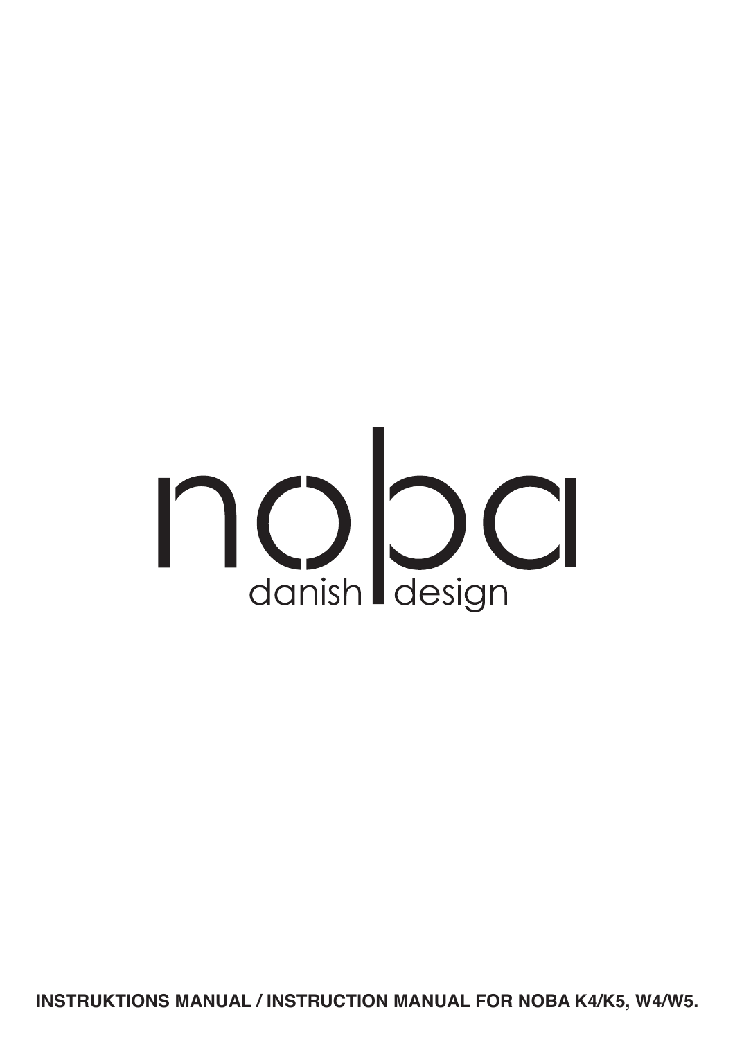noba

danish design

**INSTRUKTIONS MANUAL / INSTRUCTION MANUAL FOR NOBA K4/K5, W4/W5.**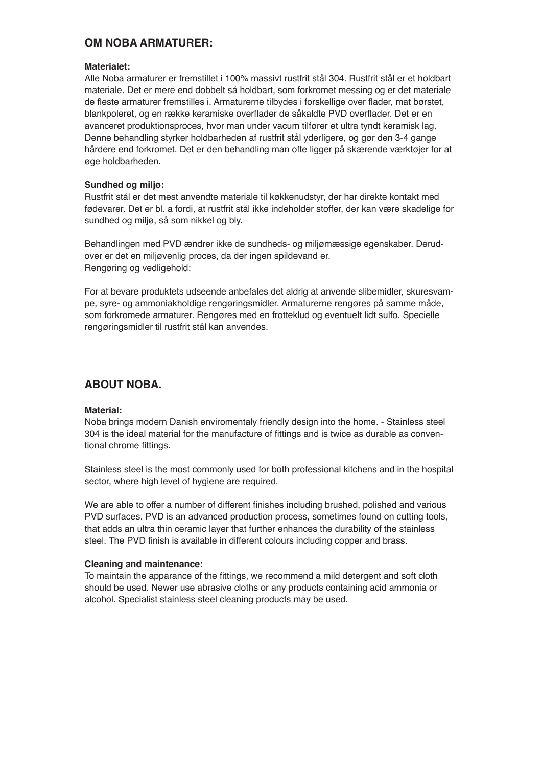## OM NOBA ARMATURER:

**Materialet:**
Alle Noba armaturer er fremstillet i 100% massivt rustfrit stål 304. Rustfrit stål er et holdbart materiale. Det er mere end dobbelt så holdbart, som forkromet messing og er det materiale de fleste armaturer fremstilles i. Armaturerne tilbydes i forskellige over flader, mat børstet, blankpoleret, og en række keramiske overflader de såkaldte PVD overflader. Det er en avanceret produktionsproces, hvor man under vacum tilfører et ultra tyndt keramisk lag. Denne behandling styrker holdbarheden af rustfrit stål yderligere, og gør den 3-4 gange hårdere end forkromet. Det er den behandling man ofte ligger på skærende værktøjer for at øge holdbarheden.

**Sundhed og miljø:**
Rustfrit stål er det mest anvendte materiale til køkkenudstyr, der har direkte kontakt med fødevarer. Det er bl. a fordi, at rustfrit stål ikke indeholder stoffer, der kan være skadelige for sundhed og miljø, så som nikkel og bly.

Behandlingen med PVD ændrer ikke de sundheds- og miljømæssige egenskaber. Derudover er det en miljøvenlig proces, da der ingen spildevand er.
Rengøring og vedligehold:

For at bevare produktets udseende anbefales det aldrig at anvende slibemidler, skuresvampe, syre- og ammoniakholdige rengøringsmidler. Armaturerne rengøres på samme måde, som forkromede armaturer. Rengøres med en frotteklud og eventuelt lidt sulfo. Specielle rengøringsmidler til rustfrit stål kan anvendes.

---

## ABOUT NOBA.

**Material:**
Noba brings modern Danish enviromentaly friendly design into the home. - Stainless steel 304 is the ideal material for the manufacture of fittings and is twice as durable as conventional chrome fittings.

Stainless steel is the most commonly used for both professional kitchens and in the hospital sector, where high level of hygiene are required.

We are able to offer a number of different finishes including brushed, polished and various PVD surfaces. PVD is an advanced production process, sometimes found on cutting tools, that adds an ultra thin ceramic layer that further enhances the durability of the stainless steel. The PVD finish is available in different colours including copper and brass.

**Cleaning and maintenance:**
To maintain the apparance of the fittings, we recommend a mild detergent and soft cloth should be used. Newer use abrasive cloths or any products containing acid ammonia or alcohol. Specialist stainless steel cleaning products may be used.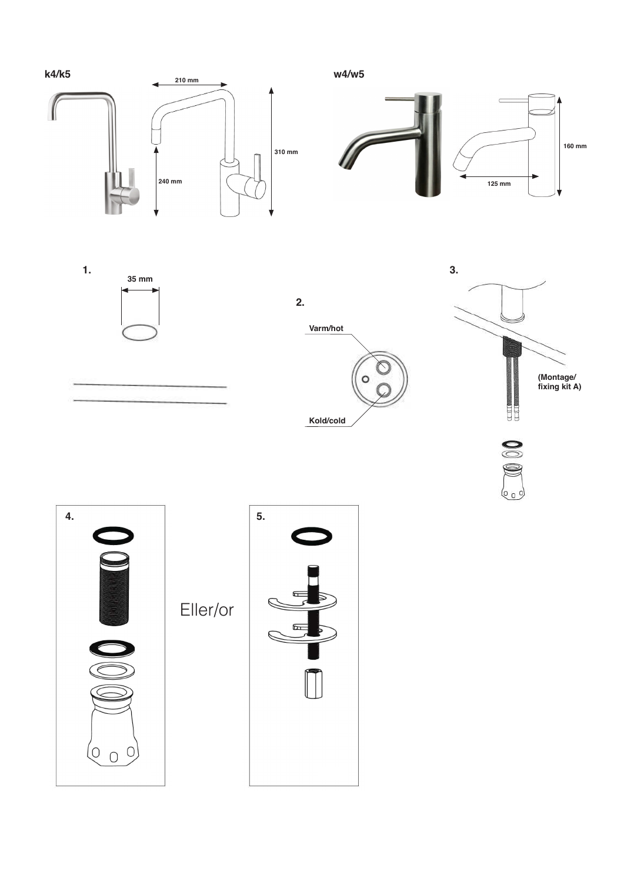**k4/k5**

210 mm

310 mm

240 mm

**w4/w5**

160 mm

125 mm

**1.**

35 mm

**2.**

Varm/hot

Kold/cold

**3.**

(Montage/ fixing kit A)

**4.**

Eller/or

**5.**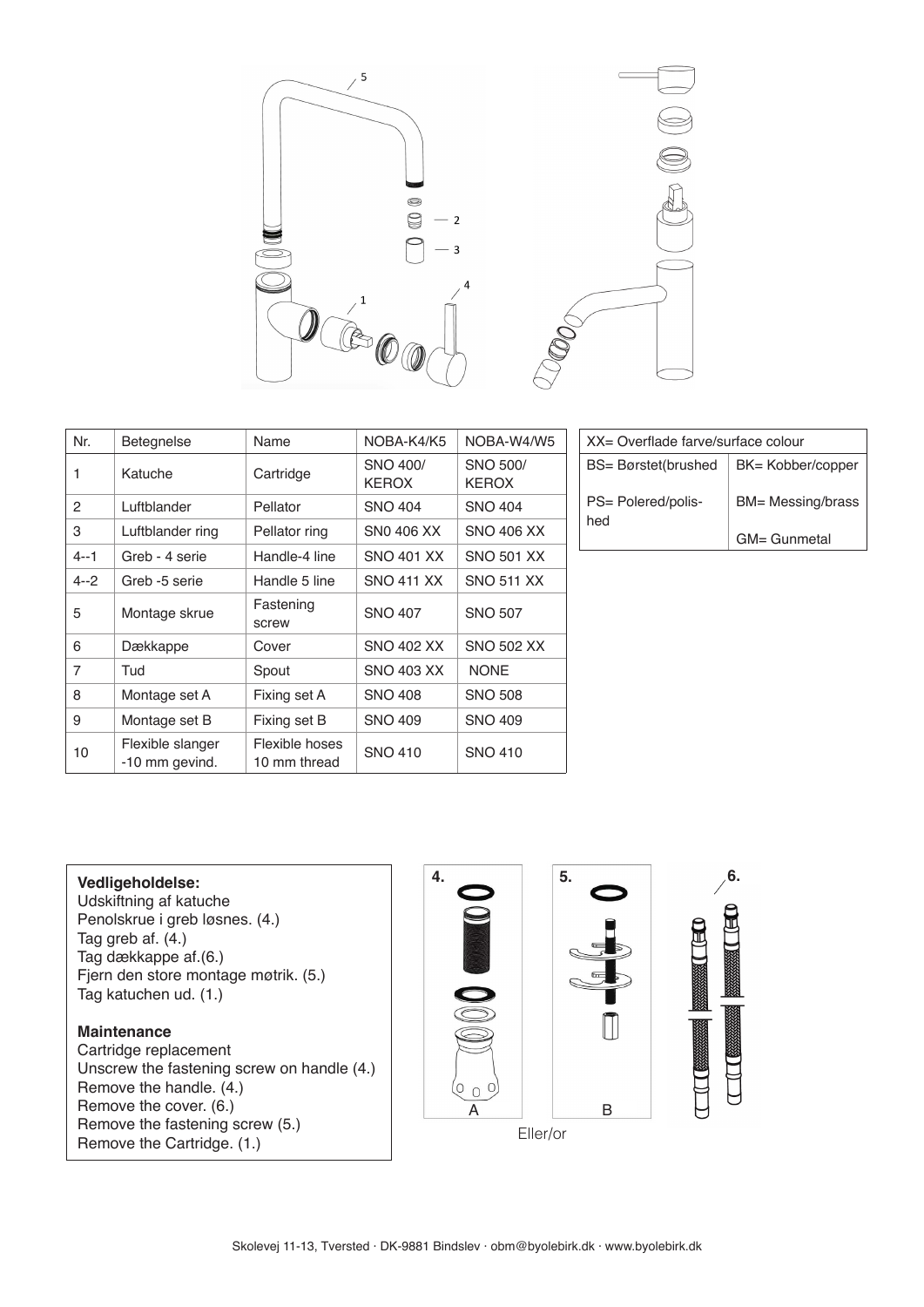| Nr. | Betegnelse | Name | NOBA-K4/K5 | NOBA-W4/W5 |
|---|---|---|---|---|
| 1 | Katuche | Cartridge | SNO 400/ KEROX | SNO 500/ KEROX |
| 2 | Luftblander | Pellator | SNO 404 | SNO 404 |
| 3 | Luftblander ring | Pellator ring | SN0 406 XX | SNO 406 XX |
| 4--1 | Greb - 4 serie | Handle-4 line | SNO 401 XX | SNO 501 XX |
| 4--2 | Greb -5 serie | Handle 5 line | SNO 411 XX | SNO 511 XX |
| 5 | Montage skrue | Fastening screw | SNO 407 | SNO 507 |
| 6 | Dækkappe | Cover | SNO 402 XX | SNO 502 XX |
| 7 | Tud | Spout | SNO 403 XX | NONE |
| 8 | Montage set A | Fixing set A | SNO 408 | SNO 508 |
| 9 | Montage set B | Fixing set B | SNO 409 | SNO 409 |
| 10 | Flexible slanger -10 mm gevind. | Flexible hoses 10 mm thread | SNO 410 | SNO 410 |

| XX= Overflade farve/surface colour | |
|---|---|
| BS= Børstet(brushed | BK= Kobber/copper |
| PS= Poleret/polis-hed | BM= Messing/brass |
| | GM= Gunmetal |

**Vedligeholdelse:**
Udskiftning af katuche
Penolskrue i greb løsnes. (4.)
Tag greb af. (4.)
Tag dækkappe af.(6.)
Fjern den store montage møtrik. (5.)
Tag katuchen ud. (1.)

**Maintenance**
Cartridge replacement
Unscrew the fastening screw on handle (4.)
Remove the handle. (4.)
Remove the cover. (6.)
Remove the fastening screw (5.)
Remove the Cartridge. (1.)

4. A

5. B

6.

Eller/or

Skolevej 11-13, Tversted · DK-9881 Bindslev · obm@byolebirk.dk · www.byolebirk.dk